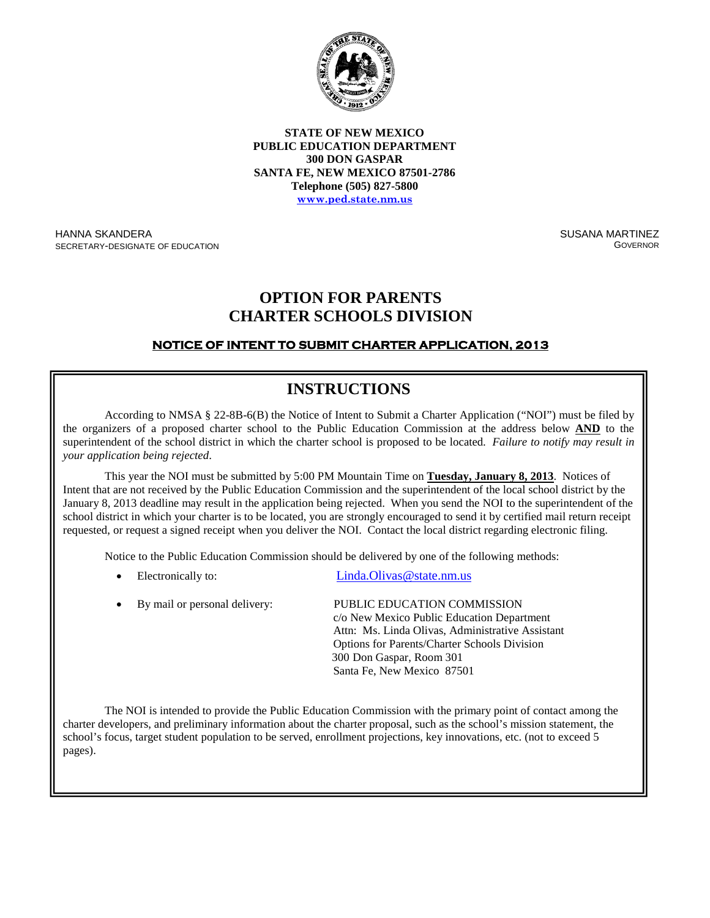**STATE OF NEW MEXICO**
**PUBLIC EDUCATION DEPARTMENT**
**300 DON GASPAR**
**SANTA FE, NEW MEXICO 87501-2786**
**Telephone (505) 827-5800**
**www.ped.state.nm.us**

HANNA SKANDERA
SECRETARY-DESIGNATE OF EDUCATION

SUSANA MARTINEZ
GOVERNOR

# OPTION FOR PARENTS
# CHARTER SCHOOLS DIVISION

**NOTICE OF INTENT TO SUBMIT CHARTER APPLICATION, 2013**

## INSTRUCTIONS

According to NMSA § 22-8B-6(B) the Notice of Intent to Submit a Charter Application ("NOI") must be filed by the organizers of a proposed charter school to the Public Education Commission at the address below **AND** to the superintendent of the school district in which the charter school is proposed to be located. *Failure to notify may result in your application being rejected*.

This year the NOI must be submitted by 5:00 PM Mountain Time on **Tuesday, January 8, 2013**. Notices of Intent that are not received by the Public Education Commission and the superintendent of the local school district by the January 8, 2013 deadline may result in the application being rejected. When you send the NOI to the superintendent of the school district in which your charter is to be located, you are strongly encouraged to send it by certified mail return receipt requested, or request a signed receipt when you deliver the NOI. Contact the local district regarding electronic filing.

Notice to the Public Education Commission should be delivered by one of the following methods:

- Electronically to: Linda.Olivas@state.nm.us
- By mail or personal delivery:
  PUBLIC EDUCATION COMMISSION
  c/o New Mexico Public Education Department
  Attn: Ms. Linda Olivas, Administrative Assistant
  Options for Parents/Charter Schools Division
  300 Don Gaspar, Room 301
  Santa Fe, New Mexico 87501

The NOI is intended to provide the Public Education Commission with the primary point of contact among the charter developers, and preliminary information about the charter proposal, such as the school's mission statement, the school's focus, target student population to be served, enrollment projections, key innovations, etc. (not to exceed 5 pages).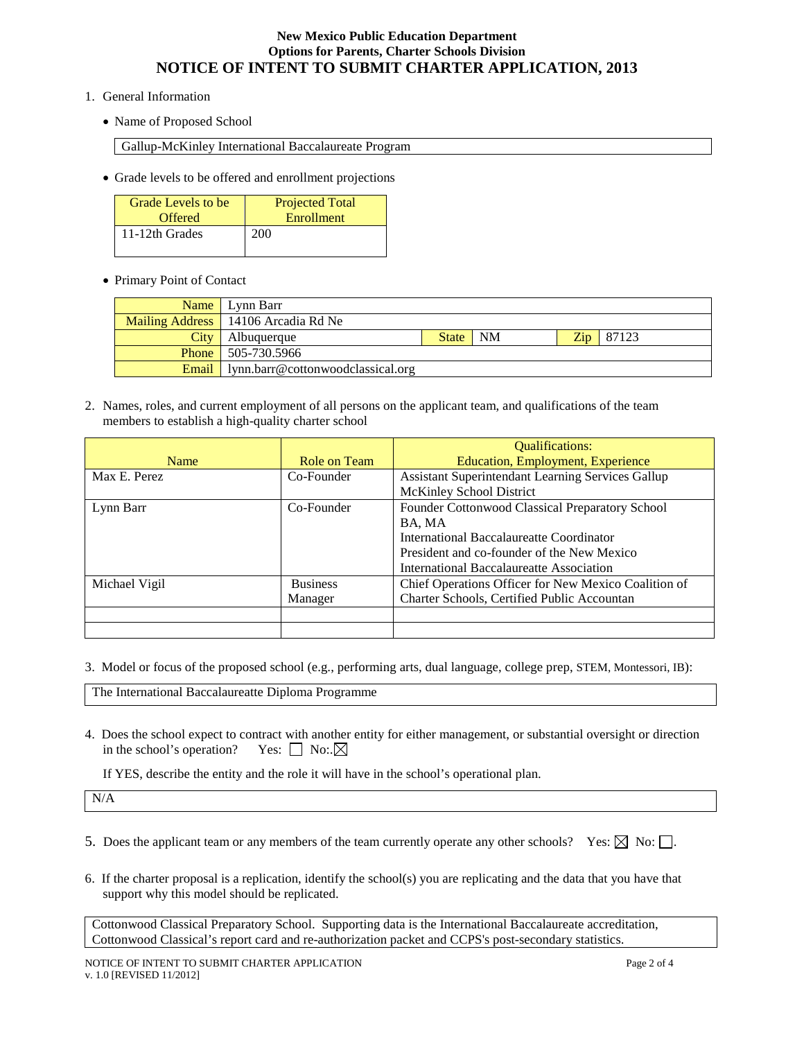**New Mexico Public Education Department**
**Options for Parents, Charter Schools Division**

# NOTICE OF INTENT TO SUBMIT CHARTER APPLICATION, 2013

1. General Information

   - Name of Proposed School

   Gallup-McKinley International Baccalaureate Program

   - Grade levels to be offered and enrollment projections

| Grade Levels to be Offered | Projected Total Enrollment |
|---|---|
| 11-12th Grades | 200 |

   - Primary Point of Contact

| | | | | | |
|---|---|---|---|---|---|
| Name | Lynn Barr | | | | |
| Mailing Address | 14106 Arcadia Rd Ne | | | | |
| City | Albuquerque | State | NM | Zip | 87123 |
| Phone | 505-730.5966 | | | | |
| Email | lynn.barr@cottonwoodclassical.org | | | | |

2. Names, roles, and current employment of all persons on the applicant team, and qualifications of the team members to establish a high-quality charter school

| Name | Role on Team | Qualifications: Education, Employment, Experience |
|---|---|---|
| Max E. Perez | Co-Founder | Assistant Superintendant Learning Services Gallup McKinley School District |
| Lynn Barr | Co-Founder | Founder Cottonwood Classical Preparatory School<br>BA, MA<br>International Baccalaureatte Coordinator<br>President and co-founder of the New Mexico International Baccalaureatte Association |
| Michael Vigil | Business Manager | Chief Operations Officer for New Mexico Coalition of Charter Schools, Certified Public Accountan |
| | | |
| | | |

3. Model or focus of the proposed school (e.g., performing arts, dual language, college prep, STEM, Montessori, IB):

   The International Baccalaureatte Diploma Programme

4. Does the school expect to contract with another entity for either management, or substantial oversight or direction in the school's operation? Yes: ☐ No:.☒

   If YES, describe the entity and the role it will have in the school's operational plan.

   N/A

5. Does the applicant team or any members of the team currently operate any other schools? Yes: ☒ No: ☐.

6. If the charter proposal is a replication, identify the school(s) you are replicating and the data that you have that support why this model should be replicated.

   Cottonwood Classical Preparatory School. Supporting data is the International Baccalaureate accreditation, Cottonwood Classical's report card and re-authorization packet and CCPS's post-secondary statistics.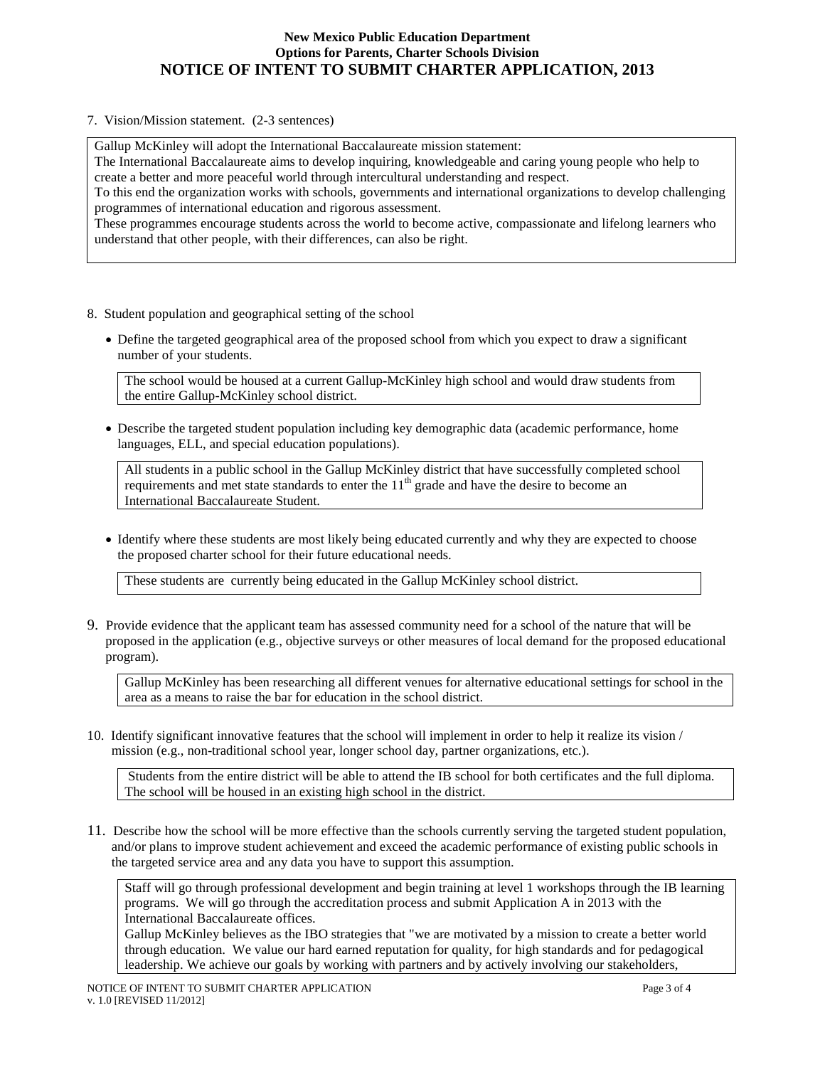7. Vision/Mission statement. (2-3 sentences)

Gallup McKinley will adopt the International Baccalaureate mission statement:
The International Baccalaureate aims to develop inquiring, knowledgeable and caring young people who help to create a better and more peaceful world through intercultural understanding and respect.
To this end the organization works with schools, governments and international organizations to develop challenging programmes of international education and rigorous assessment.
These programmes encourage students across the world to become active, compassionate and lifelong learners who understand that other people, with their differences, can also be right.

8. Student population and geographical setting of the school

- Define the targeted geographical area of the proposed school from which you expect to draw a significant number of your students.

  The school would be housed at a current Gallup-McKinley high school and would draw students from the entire Gallup-McKinley school district.

- Describe the targeted student population including key demographic data (academic performance, home languages, ELL, and special education populations).

  All students in a public school in the Gallup McKinley district that have successfully completed school requirements and met state standards to enter the 11th grade and have the desire to become an International Baccalaureate Student.

- Identify where these students are most likely being educated currently and why they are expected to choose the proposed charter school for their future educational needs.

  These students are currently being educated in the Gallup McKinley school district.

9. Provide evidence that the applicant team has assessed community need for a school of the nature that will be proposed in the application (e.g., objective surveys or other measures of local demand for the proposed educational program).

   Gallup McKinley has been researching all different venues for alternative educational settings for school in the area as a means to raise the bar for education in the school district.

10. Identify significant innovative features that the school will implement in order to help it realize its vision / mission (e.g., non-traditional school year, longer school day, partner organizations, etc.).

    Students from the entire district will be able to attend the IB school for both certificates and the full diploma. The school will be housed in an existing high school in the district.

11. Describe how the school will be more effective than the schools currently serving the targeted student population, and/or plans to improve student achievement and exceed the academic performance of existing public schools in the targeted service area and any data you have to support this assumption.

    Staff will go through professional development and begin training at level 1 workshops through the IB learning programs. We will go through the accreditation process and submit Application A in 2013 with the International Baccalaureate offices.
    Gallup McKinley believes as the IBO strategies that "we are motivated by a mission to create a better world through education. We value our hard earned reputation for quality, for high standards and for pedagogical leadership. We achieve our goals by working with partners and by actively involving our stakeholders,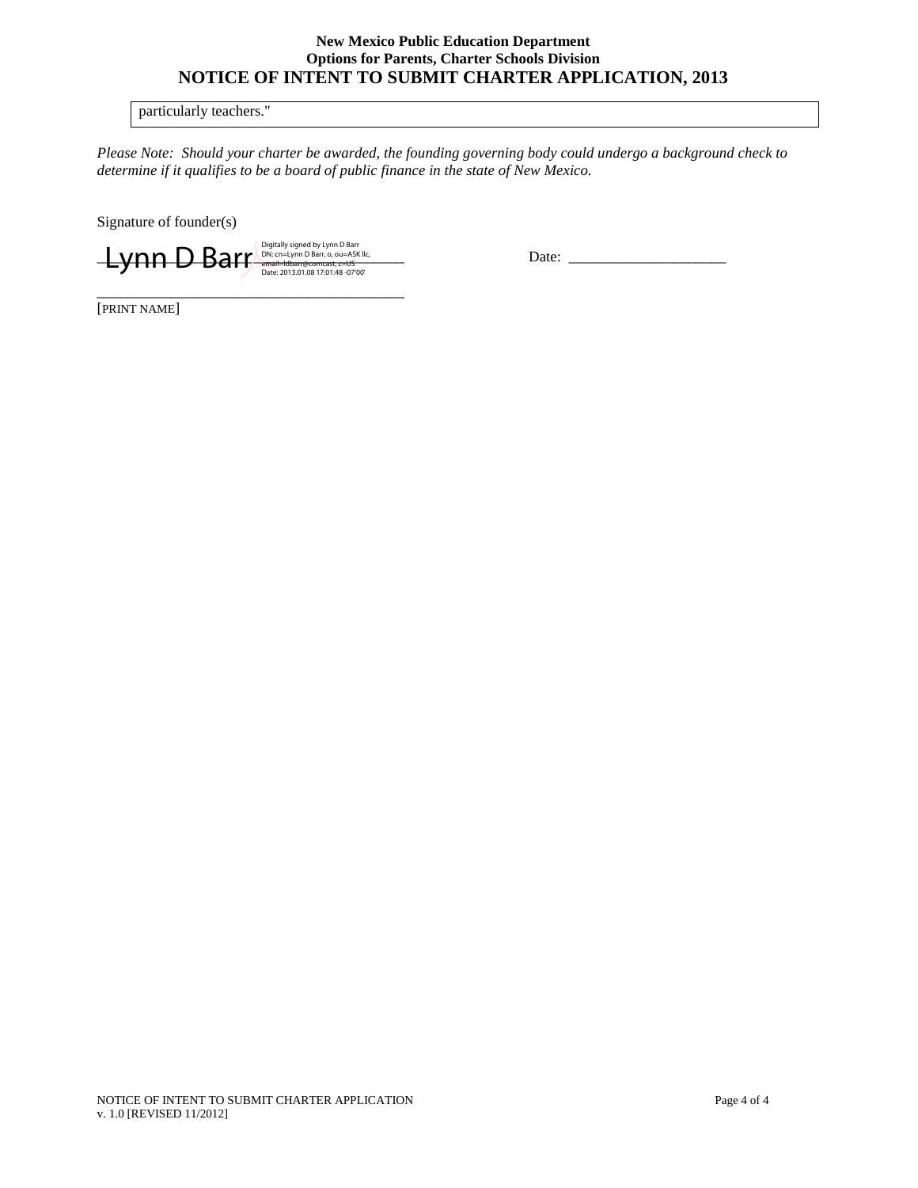particularly teachers."

*Please Note: Should your charter be awarded, the founding governing body could undergo a background check to determine if it qualifies to be a board of public finance in the state of New Mexico.*

Signature of founder(s)

Lynn D Barr Digitally signed by Lynn D Barr DN: cn=Lynn D Barr, o, ou=ASK llc, email=ldbarr@comcast, c=US Date: 2013.01.08 17:01:48 -07'00' Date: ____________________

_________________________________________

[PRINT NAME]